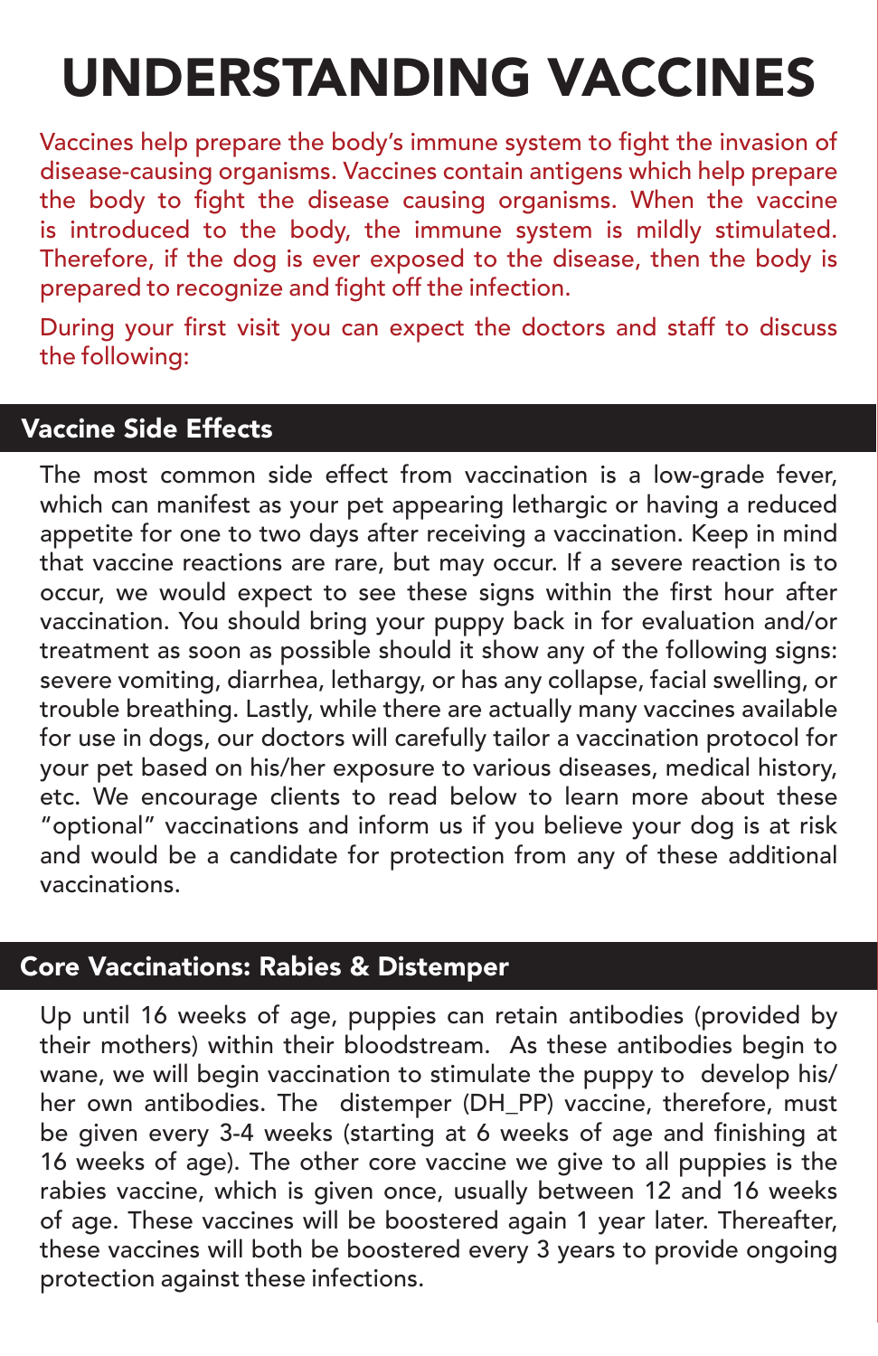# UNDERSTANDING VACCINES

Vaccines help prepare the body's immune system to fight the invasion of disease-causing organisms. Vaccines contain antigens which help prepare the body to fight the disease causing organisms. When the vaccine is introduced to the body, the immune system is mildly stimulated. Therefore, if the dog is ever exposed to the disease, then the body is prepared to recognize and fight off the infection.

During your first visit you can expect the doctors and staff to discuss the following:

## Vaccine Side Effects

The most common side effect from vaccination is a low-grade fever, which can manifest as your pet appearing lethargic or having a reduced appetite for one to two days after receiving a vaccination. Keep in mind that vaccine reactions are rare, but may occur. If a severe reaction is to occur, we would expect to see these signs within the first hour after vaccination. You should bring your puppy back in for evaluation and/or treatment as soon as possible should it show any of the following signs: severe vomiting, diarrhea, lethargy, or has any collapse, facial swelling, or trouble breathing. Lastly, while there are actually many vaccines available for use in dogs, our doctors will carefully tailor a vaccination protocol for your pet based on his/her exposure to various diseases, medical history, etc. We encourage clients to read below to learn more about these "optional" vaccinations and inform us if you believe your dog is at risk and would be a candidate for protection from any of these additional vaccinations.

## Core Vaccinations: Rabies & Distemper

Up until 16 weeks of age, puppies can retain antibodies (provided by their mothers) within their bloodstream. As these antibodies begin to wane, we will begin vaccination to stimulate the puppy to develop his/her own antibodies. The distemper (DH_PP) vaccine, therefore, must be given every 3-4 weeks (starting at 6 weeks of age and finishing at 16 weeks of age). The other core vaccine we give to all puppies is the rabies vaccine, which is given once, usually between 12 and 16 weeks of age. These vaccines will be boostered again 1 year later. Thereafter, these vaccines will both be boostered every 3 years to provide ongoing protection against these infections.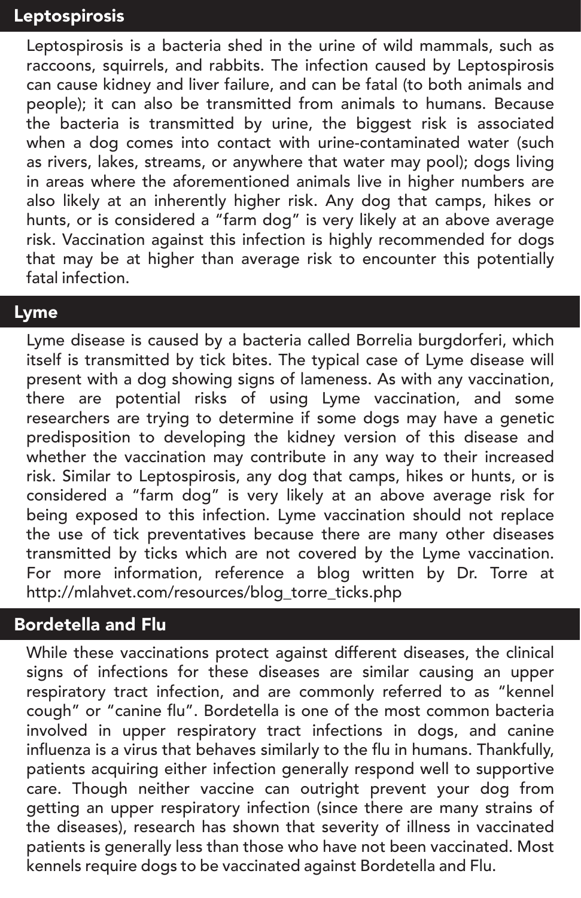## Leptospirosis

Leptospirosis is a bacteria shed in the urine of wild mammals, such as raccoons, squirrels, and rabbits. The infection caused by Leptospirosis can cause kidney and liver failure, and can be fatal (to both animals and people); it can also be transmitted from animals to humans. Because the bacteria is transmitted by urine, the biggest risk is associated when a dog comes into contact with urine-contaminated water (such as rivers, lakes, streams, or anywhere that water may pool); dogs living in areas where the aforementioned animals live in higher numbers are also likely at an inherently higher risk. Any dog that camps, hikes or hunts, or is considered a "farm dog" is very likely at an above average risk. Vaccination against this infection is highly recommended for dogs that may be at higher than average risk to encounter this potentially fatal infection.

## Lyme

Lyme disease is caused by a bacteria called Borrelia burgdorferi, which itself is transmitted by tick bites. The typical case of Lyme disease will present with a dog showing signs of lameness. As with any vaccination, there are potential risks of using Lyme vaccination, and some researchers are trying to determine if some dogs may have a genetic predisposition to developing the kidney version of this disease and whether the vaccination may contribute in any way to their increased risk. Similar to Leptospirosis, any dog that camps, hikes or hunts, or is considered a "farm dog" is very likely at an above average risk for being exposed to this infection. Lyme vaccination should not replace the use of tick preventatives because there are many other diseases transmitted by ticks which are not covered by the Lyme vaccination. For more information, reference a blog written by Dr. Torre at http://mlahvet.com/resources/blog_torre_ticks.php

## Bordetella and Flu

While these vaccinations protect against different diseases, the clinical signs of infections for these diseases are similar causing an upper respiratory tract infection, and are commonly referred to as "kennel cough" or "canine flu". Bordetella is one of the most common bacteria involved in upper respiratory tract infections in dogs, and canine influenza is a virus that behaves similarly to the flu in humans. Thankfully, patients acquiring either infection generally respond well to supportive care. Though neither vaccine can outright prevent your dog from getting an upper respiratory infection (since there are many strains of the diseases), research has shown that severity of illness in vaccinated patients is generally less than those who have not been vaccinated. Most kennels require dogs to be vaccinated against Bordetella and Flu.